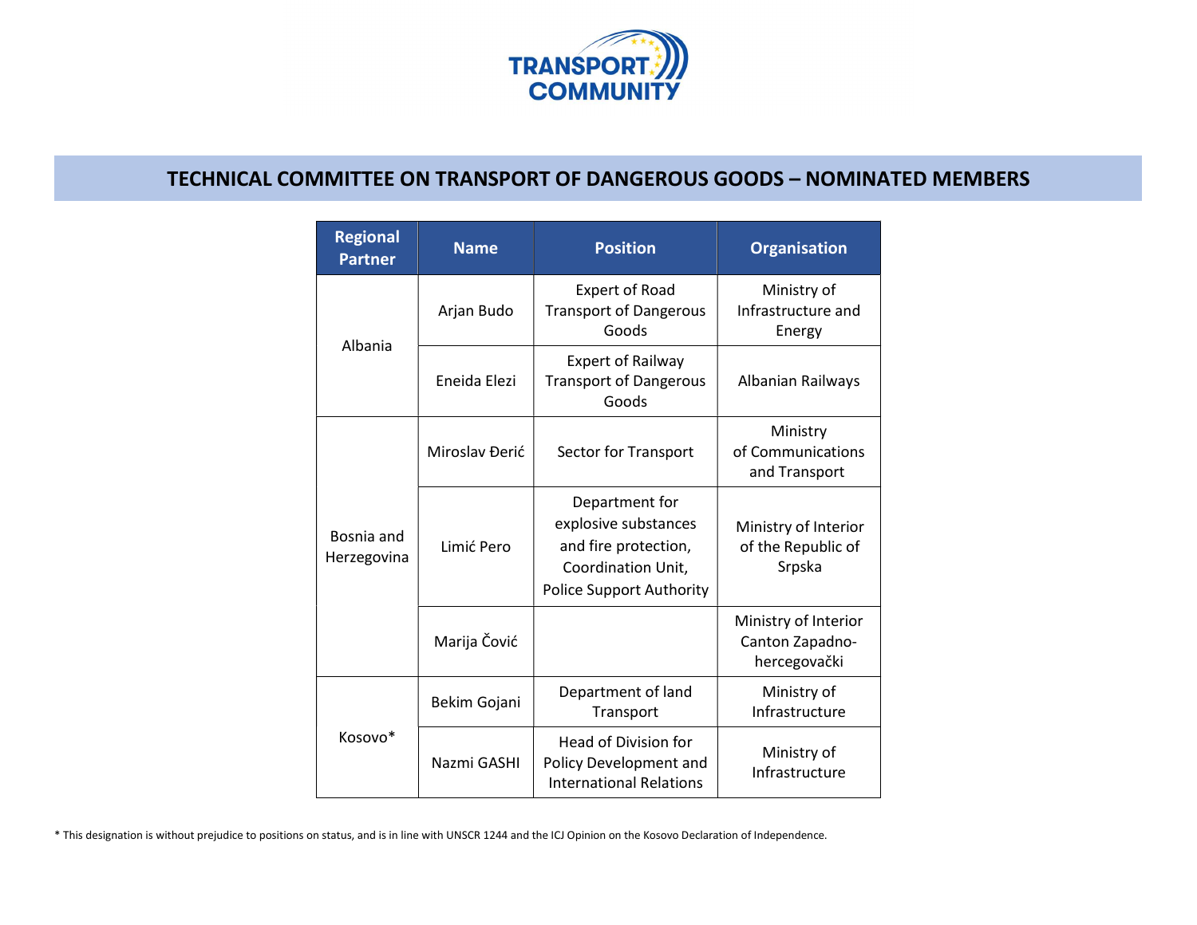# TECHNICAL COMMITTEE ON TRANSPORT OF DANGEROUS GOODS – NOMINATED MEMBERS

| Regional Partner | Name | Position | Organisation |
| --- | --- | --- | --- |
| Albania | Arjan Budo | Expert of Road Transport of Dangerous Goods | Ministry of Infrastructure and Energy |
| | Eneida Elezi | Expert of Railway Transport of Dangerous Goods | Albanian Railways |
| Bosnia and Herzegovina | Miroslav Đerić | Sector for Transport | Ministry of Communications and Transport |
| | Limić Pero | Department for explosive substances and fire protection, Coordination Unit, Police Support Authority | Ministry of Interior of the Republic of Srpska |
| | Marija Čović | | Ministry of Interior Canton Zapadno-hercegovački |
| Kosovo* | Bekim Gojani | Department of land Transport | Ministry of Infrastructure |
| | Nazmi GASHI | Head of Division for Policy Development and International Relations | Ministry of Infrastructure |

* This designation is without prejudice to positions on status, and is in line with UNSCR 1244 and the ICJ Opinion on the Kosovo Declaration of Independence.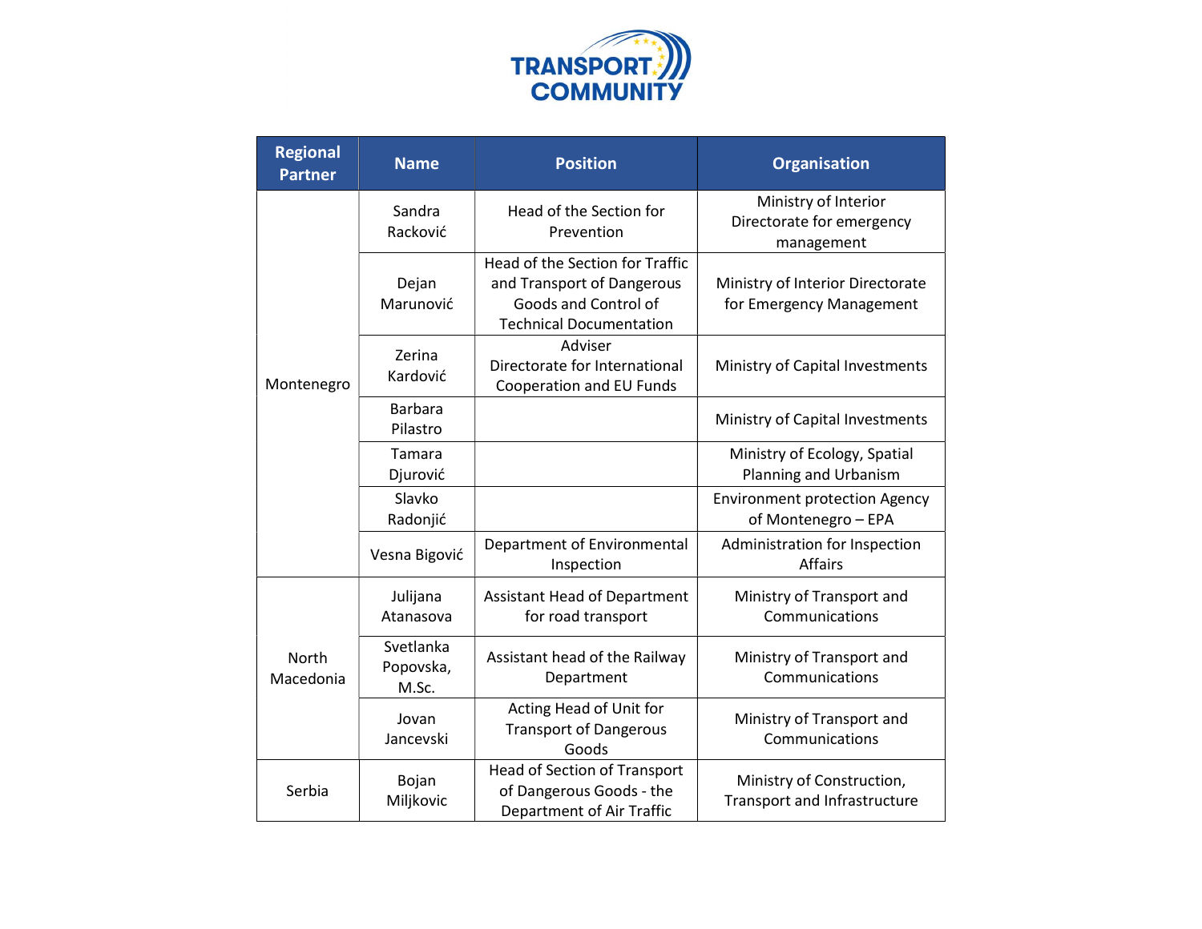| Regional Partner | Name | Position | Organisation |
|---|---|---|---|
| Montenegro | Sandra Racković | Head of the Section for Prevention | Ministry of Interior Directorate for emergency management |
| | Dejan Marunović | Head of the Section for Traffic and Transport of Dangerous Goods and Control of Technical Documentation | Ministry of Interior Directorate for Emergency Management |
| | Zerina Kardović | Adviser Directorate for International Cooperation and EU Funds | Ministry of Capital Investments |
| | Barbara Pilastro | | Ministry of Capital Investments |
| | Tamara Djurović | | Ministry of Ecology, Spatial Planning and Urbanism |
| | Slavko Radonjić | | Environment protection Agency of Montenegro – EPA |
| | Vesna Bigović | Department of Environmental Inspection | Administration for Inspection Affairs |
| North Macedonia | Julijana Atanasova | Assistant Head of Department for road transport | Ministry of Transport and Communications |
| | Svetlanka Popovska, M.Sc. | Assistant head of the Railway Department | Ministry of Transport and Communications |
| | Jovan Jancevski | Acting Head of Unit for Transport of Dangerous Goods | Ministry of Transport and Communications |
| Serbia | Bojan Miljkovic | Head of Section of Transport of Dangerous Goods - the Department of Air Traffic | Ministry of Construction, Transport and Infrastructure |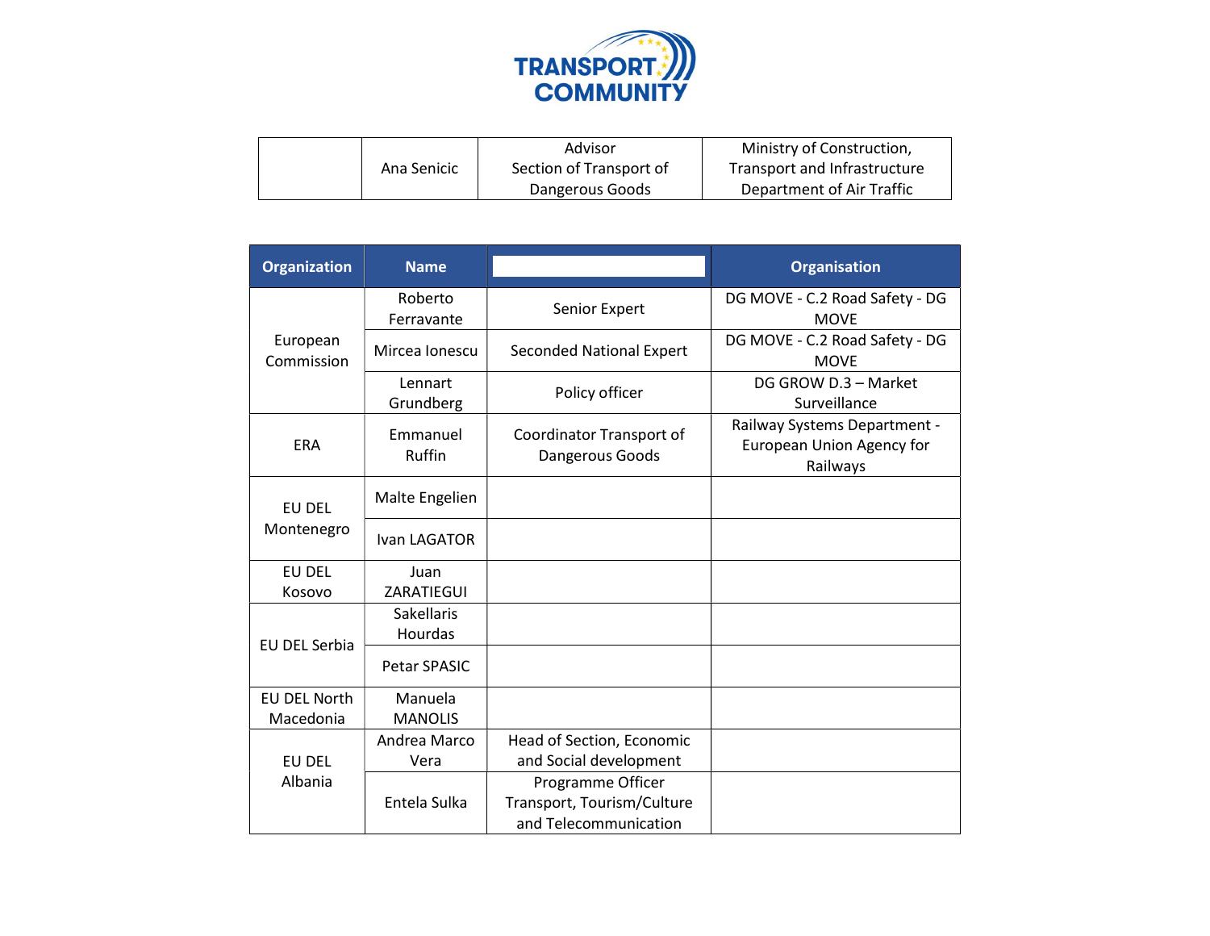| | Ana Senicic | Advisor Section of Transport of Dangerous Goods | Ministry of Construction, Transport and Infrastructure Department of Air Traffic |
|---|---|---|---|

| Organization | Name | | Organisation |
|---|---|---|---|
| European Commission | Roberto Ferravante | Senior Expert | DG MOVE - C.2 Road Safety - DG MOVE |
| | Mircea Ionescu | Seconded National Expert | DG MOVE - C.2 Road Safety - DG MOVE |
| | Lennart Grundberg | Policy officer | DG GROW D.3 – Market Surveillance |
| ERA | Emmanuel Ruffin | Coordinator Transport of Dangerous Goods | Railway Systems Department - European Union Agency for Railways |
| EU DEL Montenegro | Malte Engelien | | |
| | Ivan LAGATOR | | |
| EU DEL Kosovo | Juan ZARATIEGUI | | |
| EU DEL Serbia | Sakellaris Hourdas | | |
| | Petar SPASIC | | |
| EU DEL North Macedonia | Manuela MANOLIS | | |
| EU DEL Albania | Andrea Marco Vera | Head of Section, Economic and Social development | |
| | Entela Sulka | Programme Officer Transport, Tourism/Culture and Telecommunication | |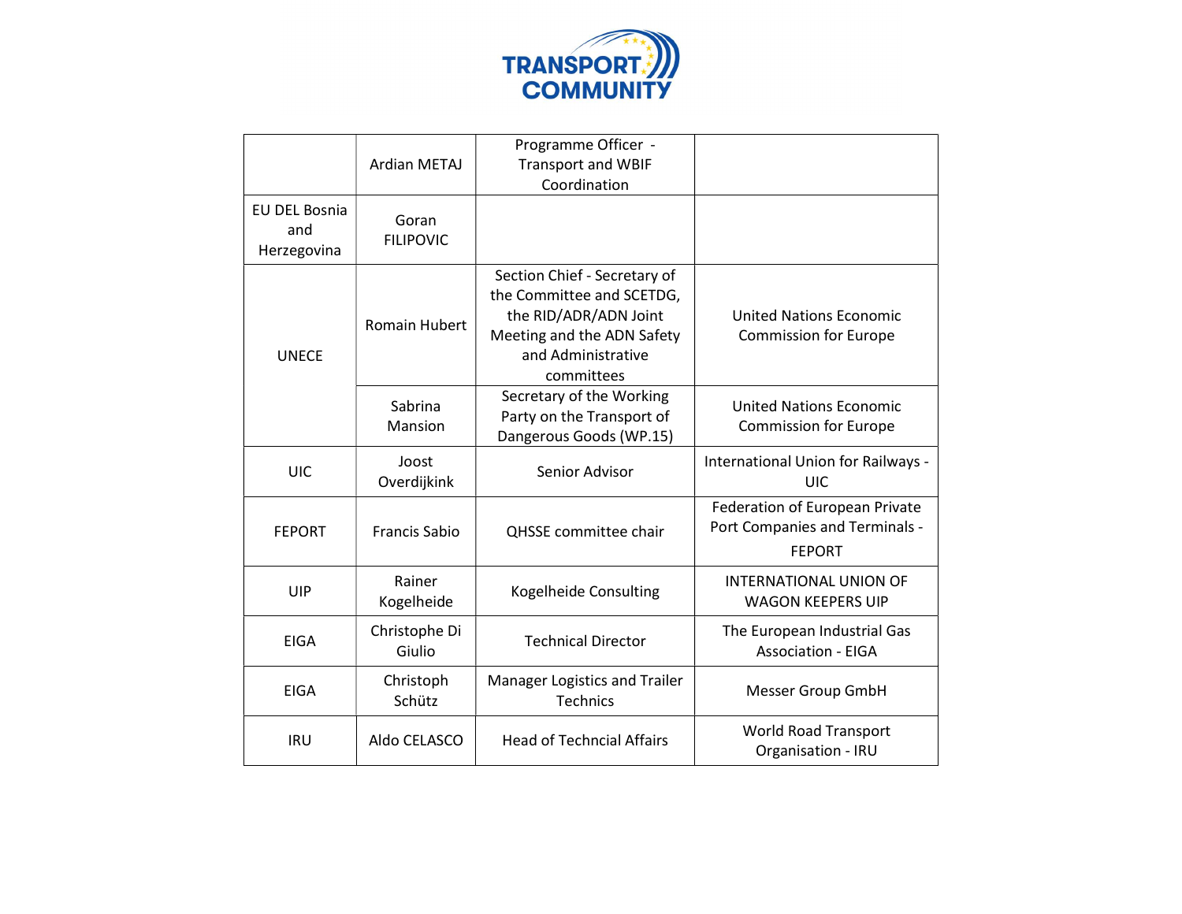| | | | |
|---|---|---|---|
| | Ardian METAJ | Programme Officer - Transport and WBIF Coordination | |
| EU DEL Bosnia and Herzegovina | Goran FILIPOVIC | | |
| UNECE | Romain Hubert | Section Chief - Secretary of the Committee and SCETDG, the RID/ADR/ADN Joint Meeting and the ADN Safety and Administrative committees | United Nations Economic Commission for Europe |
| | Sabrina Mansion | Secretary of the Working Party on the Transport of Dangerous Goods (WP.15) | United Nations Economic Commission for Europe |
| UIC | Joost Overdijkink | Senior Advisor | International Union for Railways - UIC |
| FEPORT | Francis Sabio | QHSSE committee chair | Federation of European Private Port Companies and Terminals - FEPORT |
| UIP | Rainer Kogelheide | Kogelheide Consulting | INTERNATIONAL UNION OF WAGON KEEPERS UIP |
| EIGA | Christophe Di Giulio | Technical Director | The European Industrial Gas Association - EIGA |
| EIGA | Christoph Schütz | Manager Logistics and Trailer Technics | Messer Group GmbH |
| IRU | Aldo CELASCO | Head of Techncial Affairs | World Road Transport Organisation - IRU |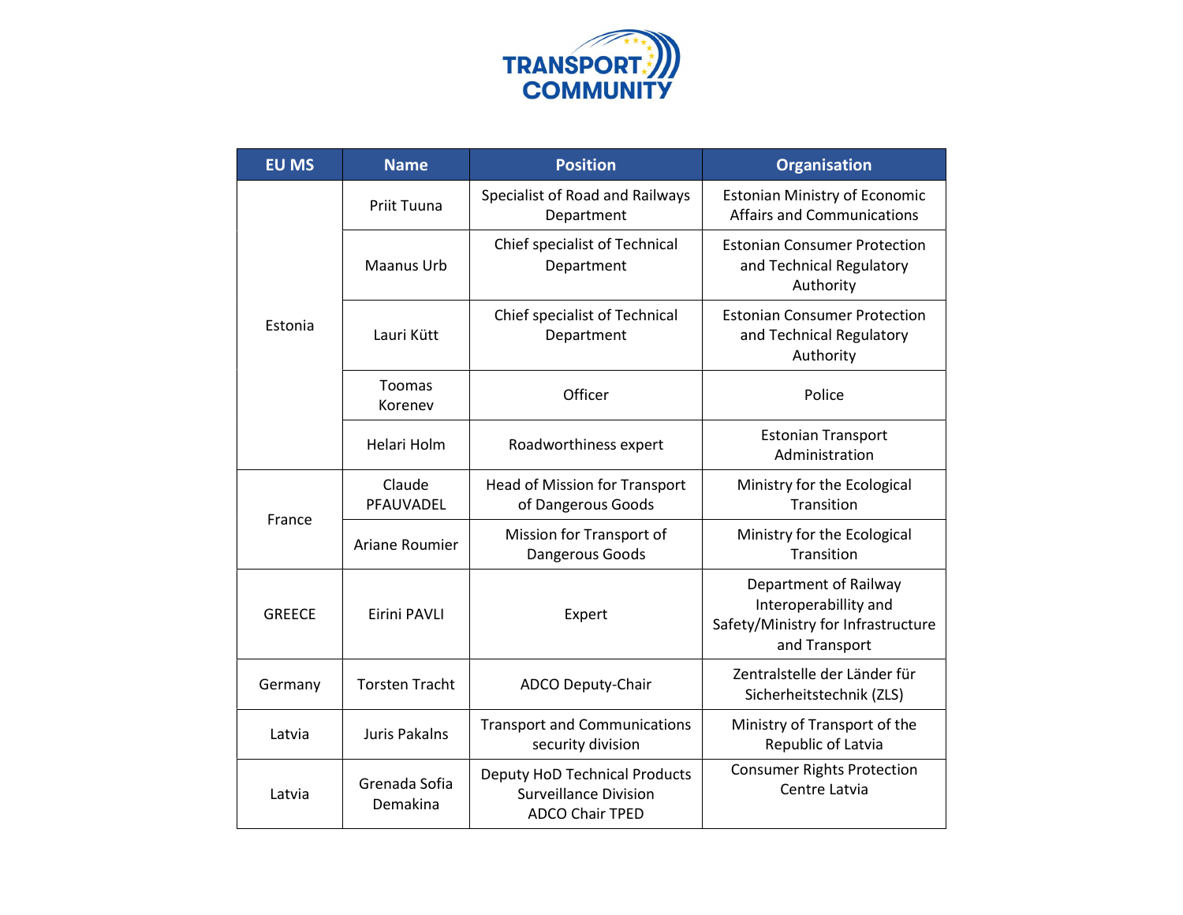| EU MS | Name | Position | Organisation |
|---|---|---|---|
| Estonia | Priit Tuuna | Specialist of Road and Railways Department | Estonian Ministry of Economic Affairs and Communications |
| | Maanus Urb | Chief specialist of Technical Department | Estonian Consumer Protection and Technical Regulatory Authority |
| | Lauri Kütt | Chief specialist of Technical Department | Estonian Consumer Protection and Technical Regulatory Authority |
| | Toomas Korenev | Officer | Police |
| | Helari Holm | Roadworthiness expert | Estonian Transport Administration |
| France | Claude PFAUVADEL | Head of Mission for Transport of Dangerous Goods | Ministry for the Ecological Transition |
| | Ariane Roumier | Mission for Transport of Dangerous Goods | Ministry for the Ecological Transition |
| GREECE | Eirini PAVLI | Expert | Department of Railway Interoperabillity and Safety/Ministry for Infrastructure and Transport |
| Germany | Torsten Tracht | ADCO Deputy-Chair | Zentralstelle der Länder für Sicherheitstechnik (ZLS) |
| Latvia | Juris Pakalns | Transport and Communications security division | Ministry of Transport of the Republic of Latvia |
| Latvia | Grenada Sofia Demakina | Deputy HoD Technical Products Surveillance Division ADCO Chair TPED | Consumer Rights Protection Centre Latvia |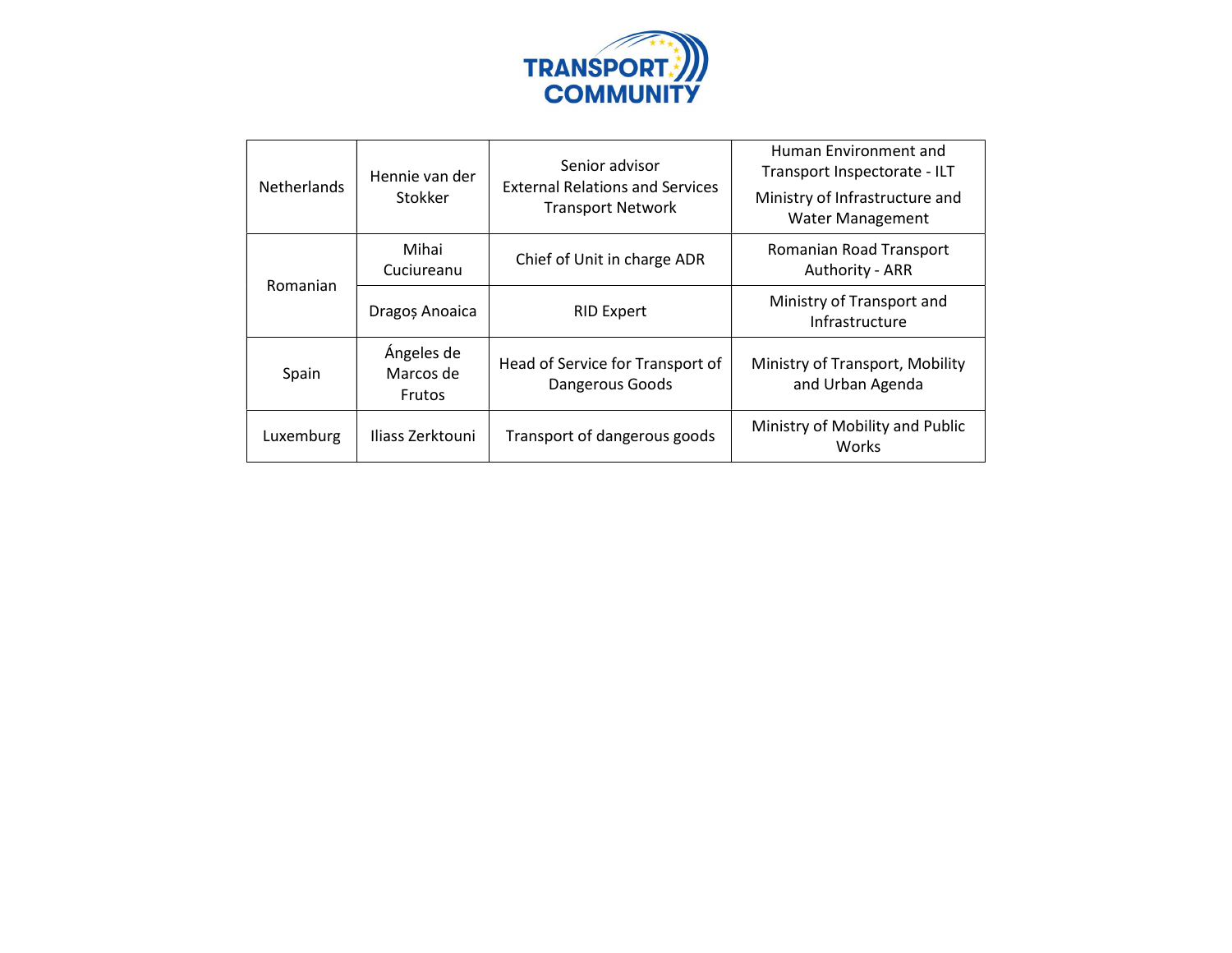| | | | |
|---|---|---|---|
| Netherlands | Hennie van der Stokker | Senior advisor External Relations and Services Transport Network | Human Environment and Transport Inspectorate - ILT<br>Ministry of Infrastructure and Water Management |
| Romanian | Mihai Cuciureanu | Chief of Unit in charge ADR | Romanian Road Transport Authority - ARR |
| | Dragoș Anoaica | RID Expert | Ministry of Transport and Infrastructure |
| Spain | Ángeles de Marcos de Frutos | Head of Service for Transport of Dangerous Goods | Ministry of Transport, Mobility and Urban Agenda |
| Luxemburg | Iliass Zerktouni | Transport of dangerous goods | Ministry of Mobility and Public Works |